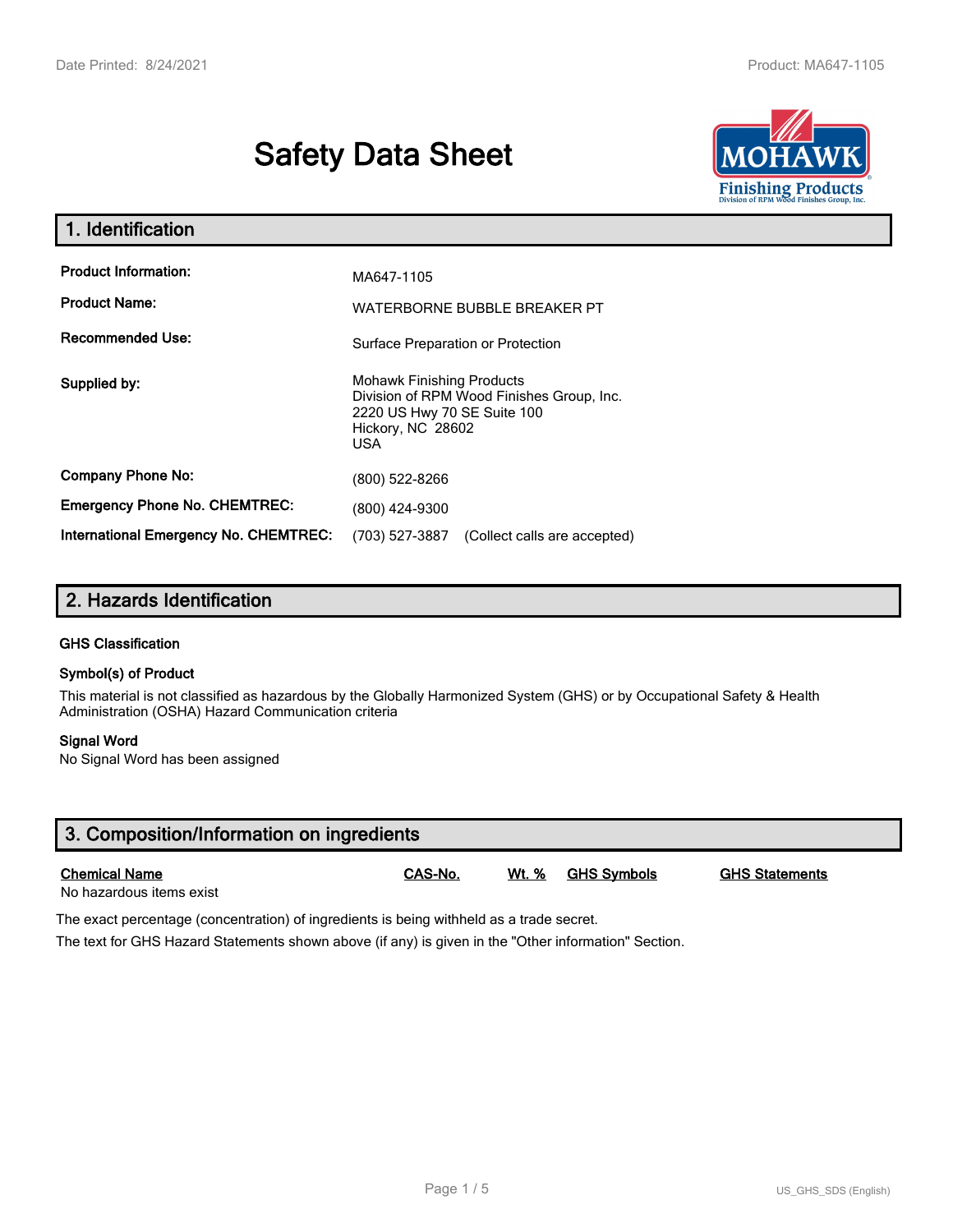# Safety Data Sheet

## 1. Identification

| | |
|---|---|
| **Product Information:** | MA647-1105 |
| **Product Name:** | WATERBORNE BUBBLE BREAKER PT |
| **Recommended Use:** | Surface Preparation or Protection |
| **Supplied by:** | Mohawk Finishing Products<br>Division of RPM Wood Finishes Group, Inc.<br>2220 US Hwy 70 SE Suite 100<br>Hickory, NC 28602<br>USA |
| **Company Phone No:** | (800) 522-8266 |
| **Emergency Phone No. CHEMTREC:** | (800) 424-9300 |
| **International Emergency No. CHEMTREC:** | (703) 527-3887 (Collect calls are accepted) |

## 2. Hazards Identification

### GHS Classification

### Symbol(s) of Product

This material is not classified as hazardous by the Globally Harmonized System (GHS) or by Occupational Safety & Health Administration (OSHA) Hazard Communication criteria

### Signal Word

No Signal Word has been assigned

## 3. Composition/Information on ingredients

| Chemical Name | CAS-No. | Wt. % | GHS Symbols | GHS Statements |
|---|---|---|---|---|
| No hazardous items exist | | | | |

The exact percentage (concentration) of ingredients is being withheld as a trade secret.

The text for GHS Hazard Statements shown above (if any) is given in the "Other information" Section.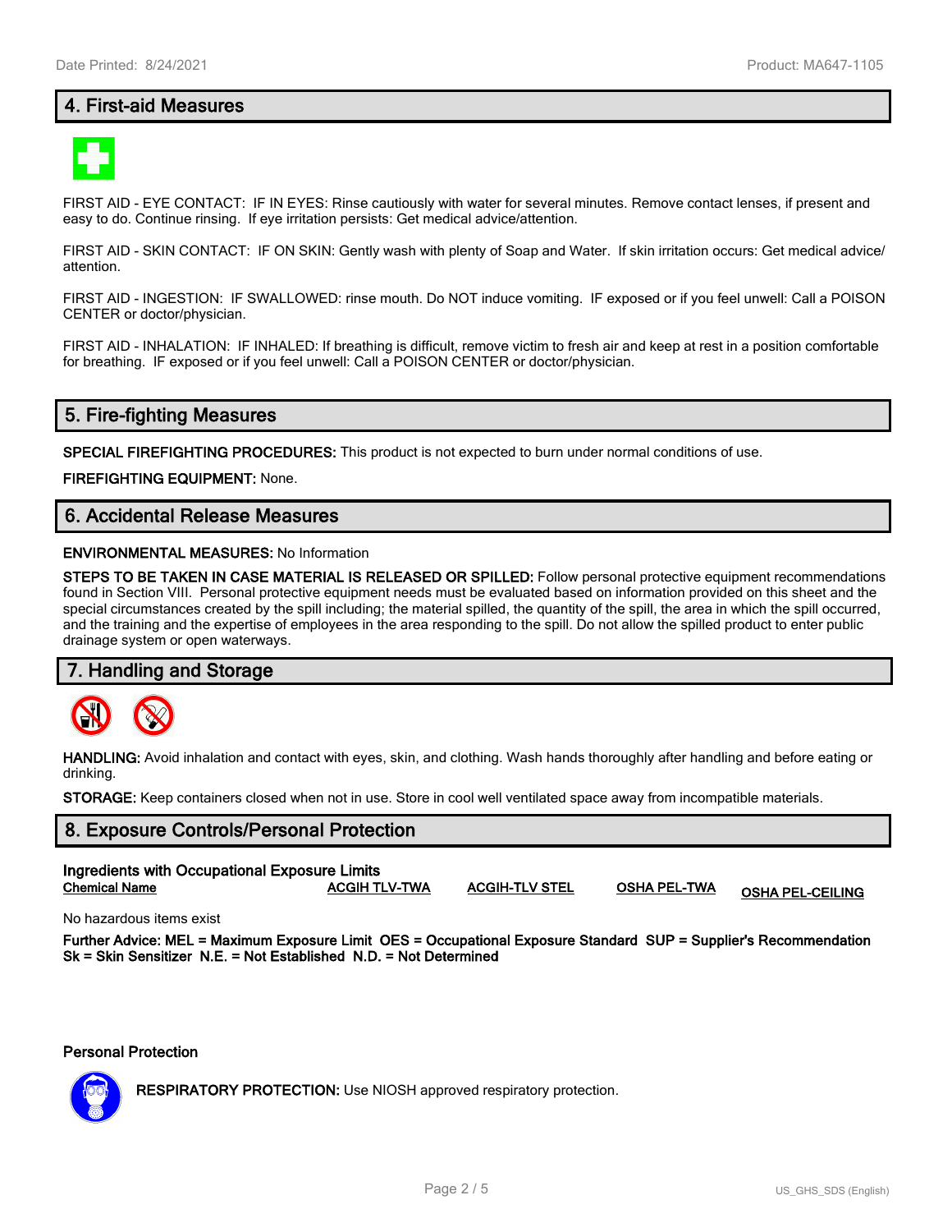## 4. First-aid Measures

FIRST AID - EYE CONTACT: IF IN EYES: Rinse cautiously with water for several minutes. Remove contact lenses, if present and easy to do. Continue rinsing. If eye irritation persists: Get medical advice/attention.

FIRST AID - SKIN CONTACT: IF ON SKIN: Gently wash with plenty of Soap and Water. If skin irritation occurs: Get medical advice/ attention.

FIRST AID - INGESTION: IF SWALLOWED: rinse mouth. Do NOT induce vomiting. IF exposed or if you feel unwell: Call a POISON CENTER or doctor/physician.

FIRST AID - INHALATION: IF INHALED: If breathing is difficult, remove victim to fresh air and keep at rest in a position comfortable for breathing. IF exposed or if you feel unwell: Call a POISON CENTER or doctor/physician.

## 5. Fire-fighting Measures

**SPECIAL FIREFIGHTING PROCEDURES:** This product is not expected to burn under normal conditions of use.

**FIREFIGHTING EQUIPMENT:** None.

## 6. Accidental Release Measures

**ENVIRONMENTAL MEASURES:** No Information

**STEPS TO BE TAKEN IN CASE MATERIAL IS RELEASED OR SPILLED:** Follow personal protective equipment recommendations found in Section VIII. Personal protective equipment needs must be evaluated based on information provided on this sheet and the special circumstances created by the spill including; the material spilled, the quantity of the spill, the area in which the spill occurred, and the training and the expertise of employees in the area responding to the spill. Do not allow the spilled product to enter public drainage system or open waterways.

## 7. Handling and Storage

**HANDLING:** Avoid inhalation and contact with eyes, skin, and clothing. Wash hands thoroughly after handling and before eating or drinking.

**STORAGE:** Keep containers closed when not in use. Store in cool well ventilated space away from incompatible materials.

## 8. Exposure Controls/Personal Protection

**Ingredients with Occupational Exposure Limits**

| Chemical Name | ACGIH TLV-TWA | ACGIH-TLV STEL | OSHA PEL-TWA | OSHA PEL-CEILING |
|---|---|---|---|---|

No hazardous items exist

**Further Advice: MEL = Maximum Exposure Limit OES = Occupational Exposure Standard SUP = Supplier's Recommendation Sk = Skin Sensitizer N.E. = Not Established N.D. = Not Determined**

**Personal Protection**

**RESPIRATORY PROTECTION:** Use NIOSH approved respiratory protection.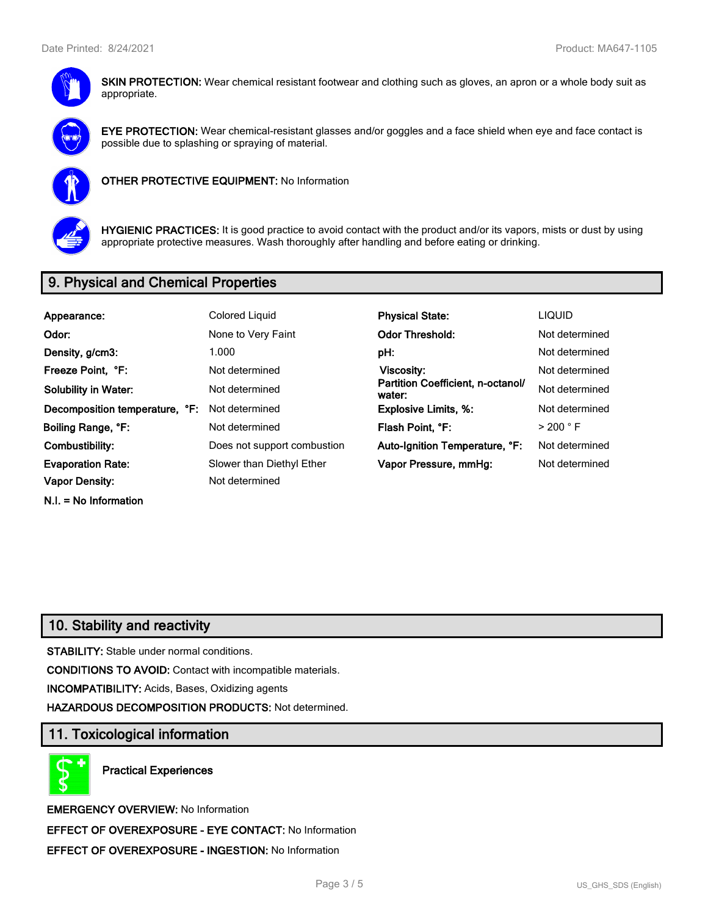**SKIN PROTECTION:** Wear chemical resistant footwear and clothing such as gloves, an apron or a whole body suit as appropriate.

**EYE PROTECTION:** Wear chemical-resistant glasses and/or goggles and a face shield when eye and face contact is possible due to splashing or spraying of material.

**OTHER PROTECTIVE EQUIPMENT:** No Information

**HYGIENIC PRACTICES:** It is good practice to avoid contact with the product and/or its vapors, mists or dust by using appropriate protective measures. Wash thoroughly after handling and before eating or drinking.

## 9. Physical and Chemical Properties

| | | | |
|---|---|---|---|
| **Appearance:** | Colored Liquid | **Physical State:** | LIQUID |
| **Odor:** | None to Very Faint | **Odor Threshold:** | Not determined |
| **Density, g/cm3:** | 1.000 | **pH:** | Not determined |
| **Freeze Point, °F:** | Not determined | **Viscosity:** | Not determined |
| **Solubility in Water:** | Not determined | **Partition Coefficient, n-octanol/ water:** | Not determined |
| **Decomposition temperature, °F:** | Not determined | **Explosive Limits, %:** | Not determined |
| **Boiling Range, °F:** | Not determined | **Flash Point, °F:** | > 200 ° F |
| **Combustibility:** | Does not support combustion | **Auto-Ignition Temperature, °F:** | Not determined |
| **Evaporation Rate:** | Slower than Diethyl Ether | **Vapor Pressure, mmHg:** | Not determined |
| **Vapor Density:** | Not determined | | |

**N.I. = No Information**

## 10. Stability and reactivity

**STABILITY:** Stable under normal conditions.

**CONDITIONS TO AVOID:** Contact with incompatible materials.

**INCOMPATIBILITY:** Acids, Bases, Oxidizing agents

**HAZARDOUS DECOMPOSITION PRODUCTS:** Not determined.

## 11. Toxicological information

**Practical Experiences**

**EMERGENCY OVERVIEW:** No Information

**EFFECT OF OVEREXPOSURE - EYE CONTACT:** No Information

**EFFECT OF OVEREXPOSURE - INGESTION:** No Information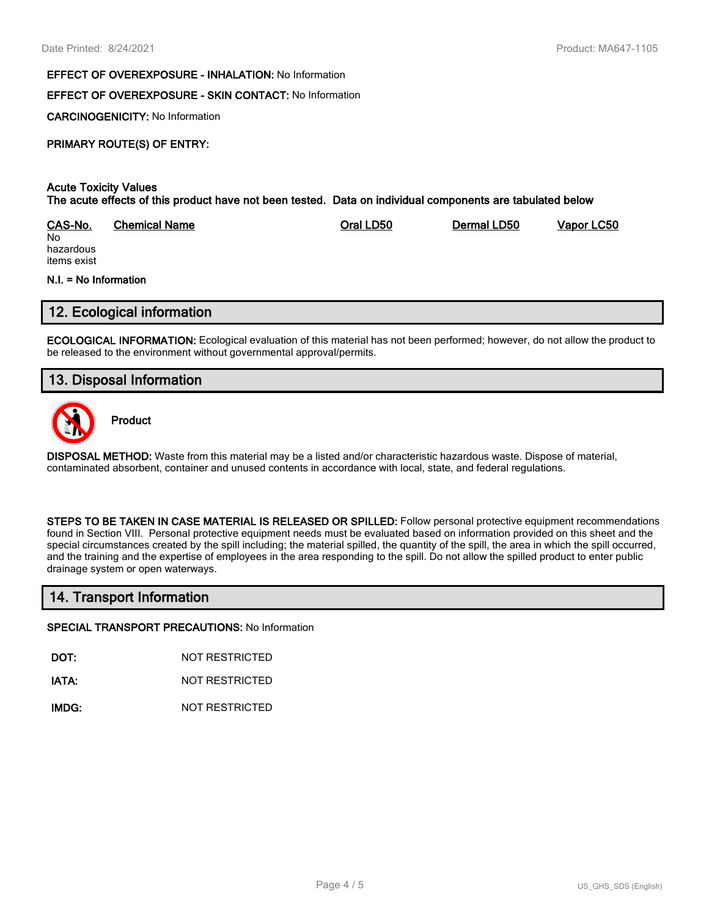**EFFECT OF OVEREXPOSURE - INHALATION:** No Information

**EFFECT OF OVEREXPOSURE - SKIN CONTACT:** No Information

**CARCINOGENICITY:** No Information

**PRIMARY ROUTE(S) OF ENTRY:**

**Acute Toxicity Values**
**The acute effects of this product have not been tested. Data on individual components are tabulated below**

| CAS-No. | Chemical Name | Oral LD50 | Dermal LD50 | Vapor LC50 |
|---|---|---|---|---|
| No hazardous items exist | | | | |

**N.I. = No Information**

## 12. Ecological information

**ECOLOGICAL INFORMATION:** Ecological evaluation of this material has not been performed; however, do not allow the product to be released to the environment without governmental approval/permits.

## 13. Disposal Information

**Product**

**DISPOSAL METHOD:** Waste from this material may be a listed and/or characteristic hazardous waste. Dispose of material, contaminated absorbent, container and unused contents in accordance with local, state, and federal regulations.

**STEPS TO BE TAKEN IN CASE MATERIAL IS RELEASED OR SPILLED:** Follow personal protective equipment recommendations found in Section VIII. Personal protective equipment needs must be evaluated based on information provided on this sheet and the special circumstances created by the spill including; the material spilled, the quantity of the spill, the area in which the spill occurred, and the training and the expertise of employees in the area responding to the spill. Do not allow the spilled product to enter public drainage system or open waterways.

## 14. Transport Information

**SPECIAL TRANSPORT PRECAUTIONS:** No Information

**DOT:** NOT RESTRICTED

**IATA:** NOT RESTRICTED

**IMDG:** NOT RESTRICTED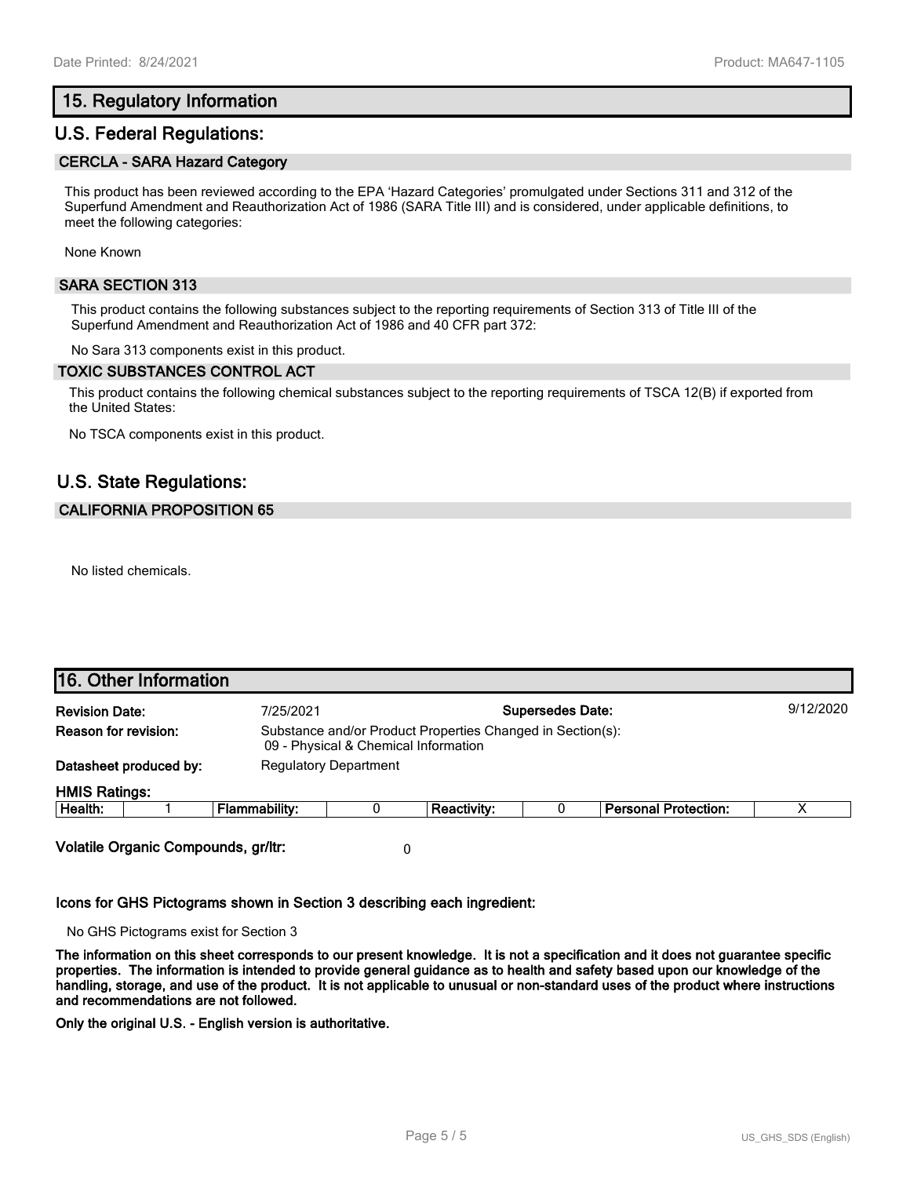## 15. Regulatory Information

## U.S. Federal Regulations:

### CERCLA - SARA Hazard Category

This product has been reviewed according to the EPA 'Hazard Categories' promulgated under Sections 311 and 312 of the Superfund Amendment and Reauthorization Act of 1986 (SARA Title III) and is considered, under applicable definitions, to meet the following categories:

None Known

### SARA SECTION 313

This product contains the following substances subject to the reporting requirements of Section 313 of Title III of the Superfund Amendment and Reauthorization Act of 1986 and 40 CFR part 372:

No Sara 313 components exist in this product.

### TOXIC SUBSTANCES CONTROL ACT

This product contains the following chemical substances subject to the reporting requirements of TSCA 12(B) if exported from the United States:

No TSCA components exist in this product.

## U.S. State Regulations:

### CALIFORNIA PROPOSITION 65

No listed chemicals.

## 16. Other Information

**Revision Date:** 7/25/2021 **Supersedes Date:** 9/12/2020

**Reason for revision:** Substance and/or Product Properties Changed in Section(s):
09 - Physical & Chemical Information

**Datasheet produced by:** Regulatory Department

**HMIS Ratings:**

| | | | | | | | |
|---|---|---|---|---|---|---|---|
| **Health:** | 1 | **Flammability:** | 0 | **Reactivity:** | 0 | **Personal Protection:** | X |

**Volatile Organic Compounds, gr/ltr:** 0

**Icons for GHS Pictograms shown in Section 3 describing each ingredient:**

No GHS Pictograms exist for Section 3

**The information on this sheet corresponds to our present knowledge. It is not a specification and it does not guarantee specific properties. The information is intended to provide general guidance as to health and safety based upon our knowledge of the handling, storage, and use of the product. It is not applicable to unusual or non-standard uses of the product where instructions and recommendations are not followed.**

**Only the original U.S. - English version is authoritative.**